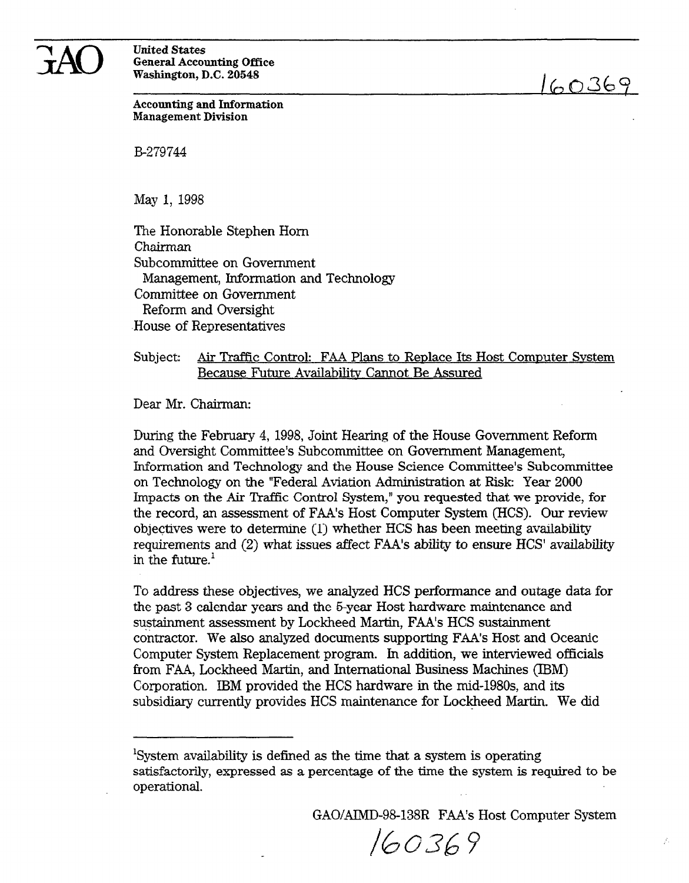GAO

United States
General Accounting Office
Washington, D.C. 20548

160369

Accounting and Information Management Division

B-279744

May 1, 1998

The Honorable Stephen Horn
Chairman
Subcommittee on Government Management, Information and Technology
Committee on Government Reform and Oversight
House of Representatives

Subject: Air Traffic Control: FAA Plans to Replace Its Host Computer System Because Future Availability Cannot Be Assured

Dear Mr. Chairman:

During the February 4, 1998, Joint Hearing of the House Government Reform and Oversight Committee's Subcommittee on Government Management, Information and Technology and the House Science Committee's Subcommittee on Technology on the "Federal Aviation Administration at Risk: Year 2000 Impacts on the Air Traffic Control System," you requested that we provide, for the record, an assessment of FAA's Host Computer System (HCS). Our review objectives were to determine (1) whether HCS has been meeting availability requirements and (2) what issues affect FAA's ability to ensure HCS' availability in the future.[1]

To address these objectives, we analyzed HCS performance and outage data for the past 3 calendar years and the 5-year Host hardware maintenance and sustainment assessment by Lockheed Martin, FAA's HCS sustainment contractor. We also analyzed documents supporting FAA's Host and Oceanic Computer System Replacement program. In addition, we interviewed officials from FAA, Lockheed Martin, and International Business Machines (IBM) Corporation. IBM provided the HCS hardware in the mid-1980s, and its subsidiary currently provides HCS maintenance for Lockheed Martin. We did

[1]System availability is defined as the time that a system is operating satisfactorily, expressed as a percentage of the time the system is required to be operational.

GAO/AIMD-98-138R FAA's Host Computer System

160369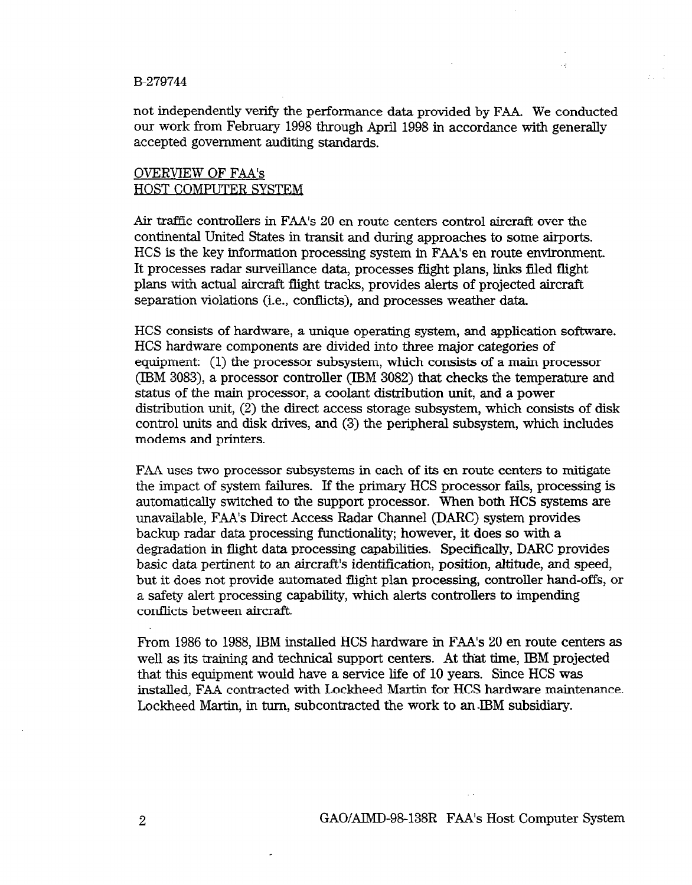not independently verify the performance data provided by FAA. We conducted our work from February 1998 through April 1998 in accordance with generally accepted government auditing standards.

## OVERVIEW OF FAA's HOST COMPUTER SYSTEM

Air traffic controllers in FAA's 20 en route centers control aircraft over the continental United States in transit and during approaches to some airports. HCS is the key information processing system in FAA's en route environment. It processes radar surveillance data, processes flight plans, links filed flight plans with actual aircraft flight tracks, provides alerts of projected aircraft separation violations (i.e., conflicts), and processes weather data.

HCS consists of hardware, a unique operating system, and application software. HCS hardware components are divided into three major categories of equipment: (1) the processor subsystem, which consists of a main processor (IBM 3083), a processor controller (IBM 3082) that checks the temperature and status of the main processor, a coolant distribution unit, and a power distribution unit, (2) the direct access storage subsystem, which consists of disk control units and disk drives, and (3) the peripheral subsystem, which includes modems and printers.

FAA uses two processor subsystems in each of its en route centers to mitigate the impact of system failures. If the primary HCS processor fails, processing is automatically switched to the support processor. When both HCS systems are unavailable, FAA's Direct Access Radar Channel (DARC) system provides backup radar data processing functionality; however, it does so with a degradation in flight data processing capabilities. Specifically, DARC provides basic data pertinent to an aircraft's identification, position, altitude, and speed, but it does not provide automated flight plan processing, controller hand-offs, or a safety alert processing capability, which alerts controllers to impending conflicts between aircraft.

From 1986 to 1988, IBM installed HCS hardware in FAA's 20 en route centers as well as its training and technical support centers. At that time, IBM projected that this equipment would have a service life of 10 years. Since HCS was installed, FAA contracted with Lockheed Martin for HCS hardware maintenance. Lockheed Martin, in turn, subcontracted the work to an IBM subsidiary.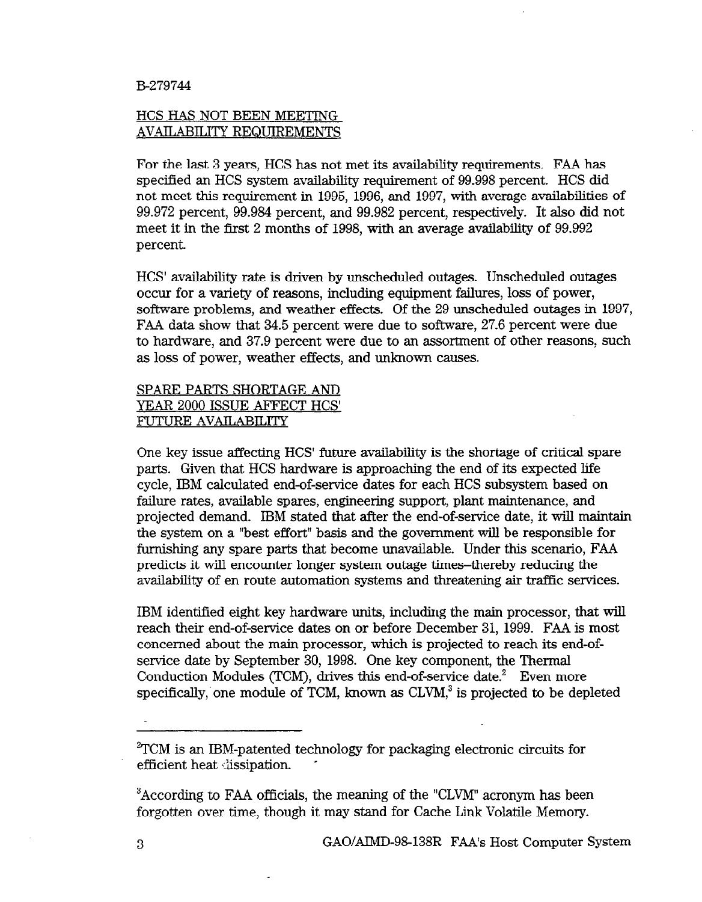## HCS HAS NOT BEEN MEETING AVAILABILITY REQUIREMENTS

For the last 3 years, HCS has not met its availability requirements. FAA has specified an HCS system availability requirement of 99.998 percent. HCS did not meet this requirement in 1995, 1996, and 1997, with average availabilities of 99.972 percent, 99.984 percent, and 99.982 percent, respectively. It also did not meet it in the first 2 months of 1998, with an average availability of 99.992 percent.

HCS' availability rate is driven by unscheduled outages. Unscheduled outages occur for a variety of reasons, including equipment failures, loss of power, software problems, and weather effects. Of the 29 unscheduled outages in 1997, FAA data show that 34.5 percent were due to software, 27.6 percent were due to hardware, and 37.9 percent were due to an assortment of other reasons, such as loss of power, weather effects, and unknown causes.

## SPARE PARTS SHORTAGE AND YEAR 2000 ISSUE AFFECT HCS' FUTURE AVAILABILITY

One key issue affecting HCS' future availability is the shortage of critical spare parts. Given that HCS hardware is approaching the end of its expected life cycle, IBM calculated end-of-service dates for each HCS subsystem based on failure rates, available spares, engineering support, plant maintenance, and projected demand. IBM stated that after the end-of-service date, it will maintain the system on a "best effort" basis and the government will be responsible for furnishing any spare parts that become unavailable. Under this scenario, FAA predicts it will encounter longer system outage times–thereby reducing the availability of en route automation systems and threatening air traffic services.

IBM identified eight key hardware units, including the main processor, that will reach their end-of-service dates on or before December 31, 1999. FAA is most concerned about the main processor, which is projected to reach its end-of-service date by September 30, 1998. One key component, the Thermal Conduction Modules (TCM), drives this end-of-service date.[2] Even more specifically, one module of TCM, known as CLVM,[3] is projected to be depleted

[2]TCM is an IBM-patented technology for packaging electronic circuits for efficient heat dissipation.

[3]According to FAA officials, the meaning of the "CLVM" acronym has been forgotten over time, though it may stand for Cache Link Volatile Memory.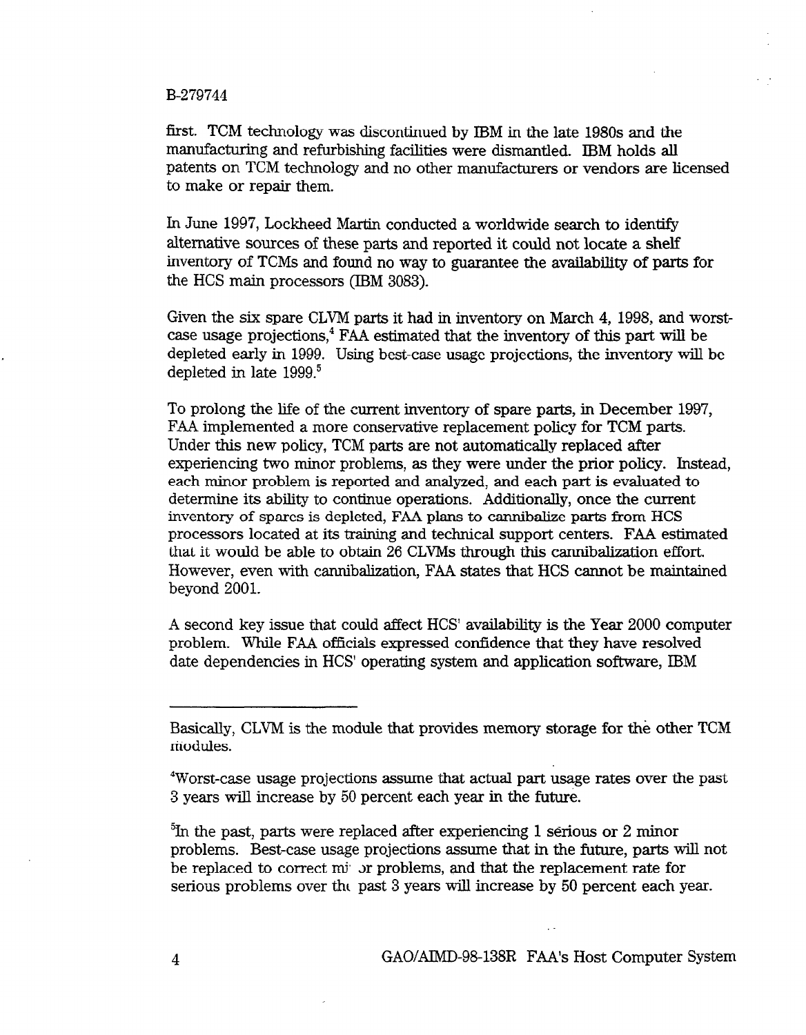first. TCM technology was discontinued by IBM in the late 1980s and the manufacturing and refurbishing facilities were dismantled. IBM holds all patents on TCM technology and no other manufacturers or vendors are licensed to make or repair them.

In June 1997, Lockheed Martin conducted a worldwide search to identify alternative sources of these parts and reported it could not locate a shelf inventory of TCMs and found no way to guarantee the availability of parts for the HCS main processors (IBM 3083).

Given the six spare CLVM parts it had in inventory on March 4, 1998, and worst-case usage projections,[4] FAA estimated that the inventory of this part will be depleted early in 1999. Using best-case usage projections, the inventory will be depleted in late 1999.[5]

To prolong the life of the current inventory of spare parts, in December 1997, FAA implemented a more conservative replacement policy for TCM parts. Under this new policy, TCM parts are not automatically replaced after experiencing two minor problems, as they were under the prior policy. Instead, each minor problem is reported and analyzed, and each part is evaluated to determine its ability to continue operations. Additionally, once the current inventory of spares is depleted, FAA plans to cannibalize parts from HCS processors located at its training and technical support centers. FAA estimated that it would be able to obtain 26 CLVMs through this cannibalization effort. However, even with cannibalization, FAA states that HCS cannot be maintained beyond 2001.

A second key issue that could affect HCS' availability is the Year 2000 computer problem. While FAA officials expressed confidence that they have resolved date dependencies in HCS' operating system and application software, IBM

---

Basically, CLVM is the module that provides memory storage for the other TCM modules.

[4]Worst-case usage projections assume that actual part usage rates over the past 3 years will increase by 50 percent each year in the future.

[5]In the past, parts were replaced after experiencing 1 serious or 2 minor problems. Best-case usage projections assume that in the future, parts will not be replaced to correct minor problems, and that the replacement rate for serious problems over the past 3 years will increase by 50 percent each year.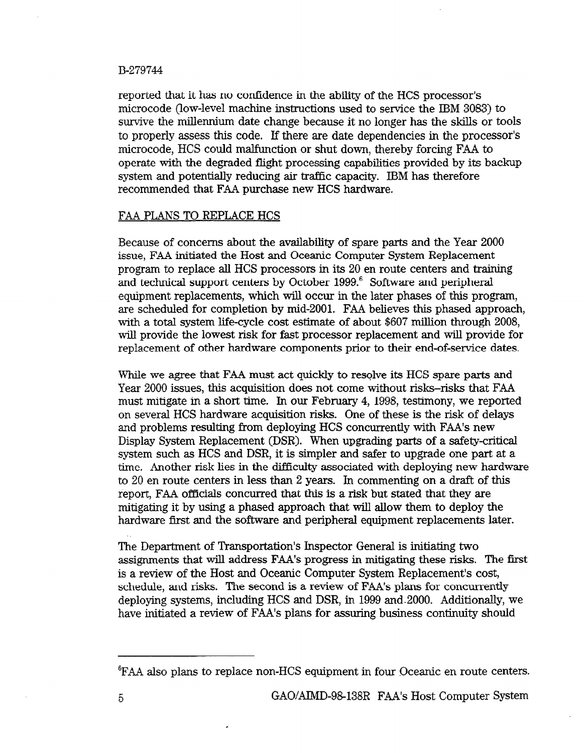reported that it has no confidence in the ability of the HCS processor's microcode (low-level machine instructions used to service the IBM 3083) to survive the millennium date change because it no longer has the skills or tools to properly assess this code. If there are date dependencies in the processor's microcode, HCS could malfunction or shut down, thereby forcing FAA to operate with the degraded flight processing capabilities provided by its backup system and potentially reducing air traffic capacity. IBM has therefore recommended that FAA purchase new HCS hardware.

## FAA PLANS TO REPLACE HCS

Because of concerns about the availability of spare parts and the Year 2000 issue, FAA initiated the Host and Oceanic Computer System Replacement program to replace all HCS processors in its 20 en route centers and training and technical support centers by October 1999.[6] Software and peripheral equipment replacements, which will occur in the later phases of this program, are scheduled for completion by mid-2001. FAA believes this phased approach, with a total system life-cycle cost estimate of about $607 million through 2008, will provide the lowest risk for fast processor replacement and will provide for replacement of other hardware components prior to their end-of-service dates.

While we agree that FAA must act quickly to resolve its HCS spare parts and Year 2000 issues, this acquisition does not come without risks–risks that FAA must mitigate in a short time. In our February 4, 1998, testimony, we reported on several HCS hardware acquisition risks. One of these is the risk of delays and problems resulting from deploying HCS concurrently with FAA's new Display System Replacement (DSR). When upgrading parts of a safety-critical system such as HCS and DSR, it is simpler and safer to upgrade one part at a time. Another risk lies in the difficulty associated with deploying new hardware to 20 en route centers in less than 2 years. In commenting on a draft of this report, FAA officials concurred that this is a risk but stated that they are mitigating it by using a phased approach that will allow them to deploy the hardware first and the software and peripheral equipment replacements later.

The Department of Transportation's Inspector General is initiating two assignments that will address FAA's progress in mitigating these risks. The first is a review of the Host and Oceanic Computer System Replacement's cost, schedule, and risks. The second is a review of FAA's plans for concurrently deploying systems, including HCS and DSR, in 1999 and 2000. Additionally, we have initiated a review of FAA's plans for assuring business continuity should

---

[6] FAA also plans to replace non-HCS equipment in four Oceanic en route centers.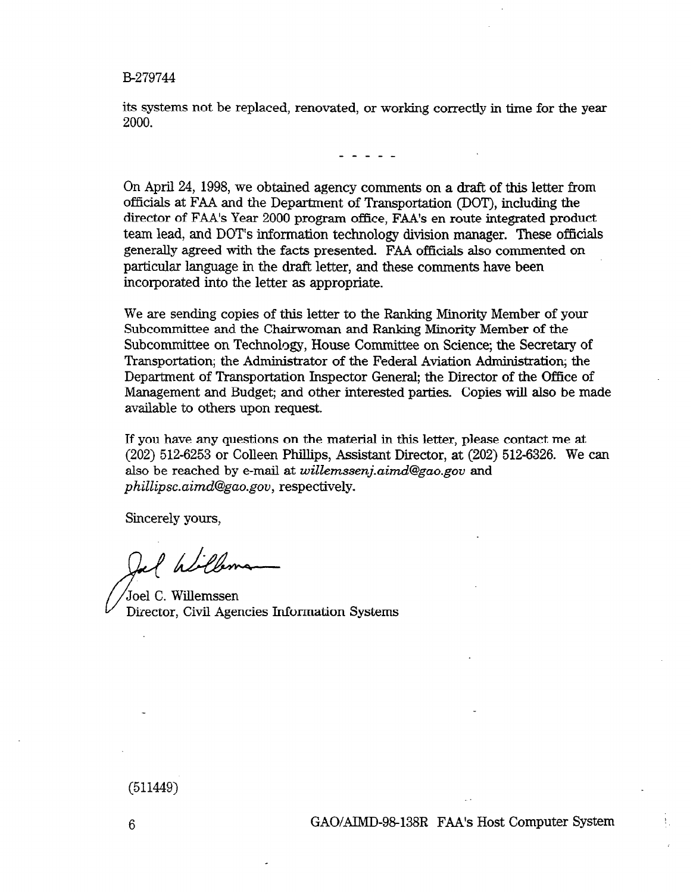its systems not be replaced, renovated, or working correctly in time for the year 2000.

- - - - -

On April 24, 1998, we obtained agency comments on a draft of this letter from officials at FAA and the Department of Transportation (DOT), including the director of FAA's Year 2000 program office, FAA's en route integrated product team lead, and DOT's information technology division manager. These officials generally agreed with the facts presented. FAA officials also commented on particular language in the draft letter, and these comments have been incorporated into the letter as appropriate.

We are sending copies of this letter to the Ranking Minority Member of your Subcommittee and the Chairwoman and Ranking Minority Member of the Subcommittee on Technology, House Committee on Science; the Secretary of Transportation; the Administrator of the Federal Aviation Administration; the Department of Transportation Inspector General; the Director of the Office of Management and Budget; and other interested parties. Copies will also be made available to others upon request.

If you have any questions on the material in this letter, please contact me at (202) 512-6253 or Colleen Phillips, Assistant Director, at (202) 512-6326. We can also be reached by e-mail at *willemssenj.aimd@gao.gov* and *phillipsc.aimd@gao.gov*, respectively.

Sincerely yours,

Joel C. Willemssen
Director, Civil Agencies Information Systems

(511449)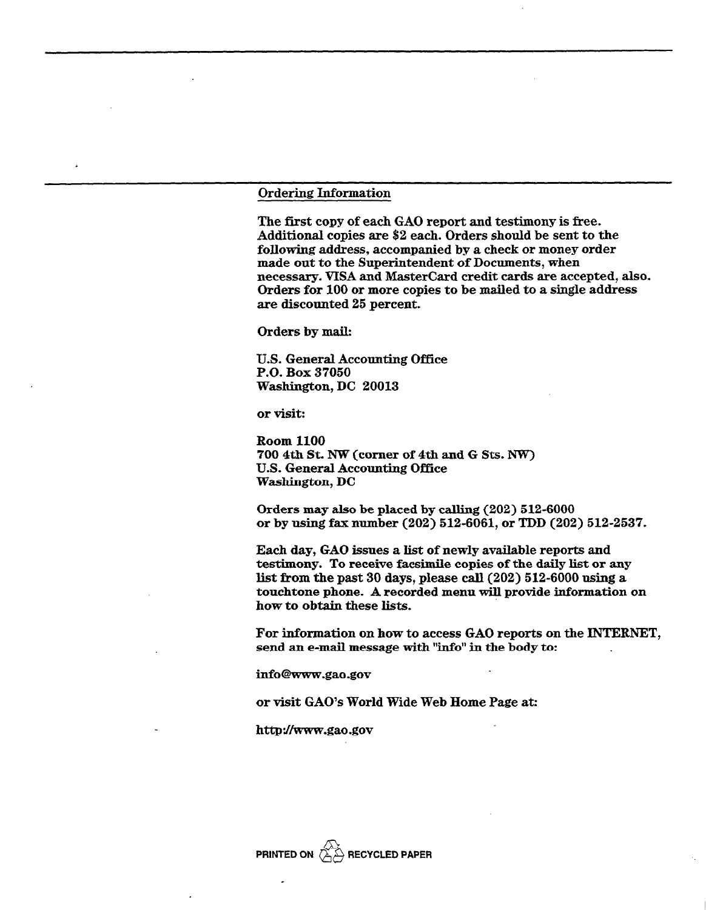## Ordering Information

The first copy of each GAO report and testimony is free. Additional copies are $2 each. Orders should be sent to the following address, accompanied by a check or money order made out to the Superintendent of Documents, when necessary. VISA and MasterCard credit cards are accepted, also. Orders for 100 or more copies to be mailed to a single address are discounted 25 percent.

Orders by mail:

U.S. General Accounting Office
P.O. Box 37050
Washington, DC 20013

or visit:

Room 1100
700 4th St. NW (corner of 4th and G Sts. NW)
U.S. General Accounting Office
Washington, DC

Orders may also be placed by calling (202) 512-6000 or by using fax number (202) 512-6061, or TDD (202) 512-2537.

Each day, GAO issues a list of newly available reports and testimony. To receive facsimile copies of the daily list or any list from the past 30 days, please call (202) 512-6000 using a touchtone phone. A recorded menu will provide information on how to obtain these lists.

For information on how to access GAO reports on the INTERNET, send an e-mail message with "info" in the body to:

info@www.gao.gov

or visit GAO's World Wide Web Home Page at:

http://www.gao.gov

PRINTED ON RECYCLED PAPER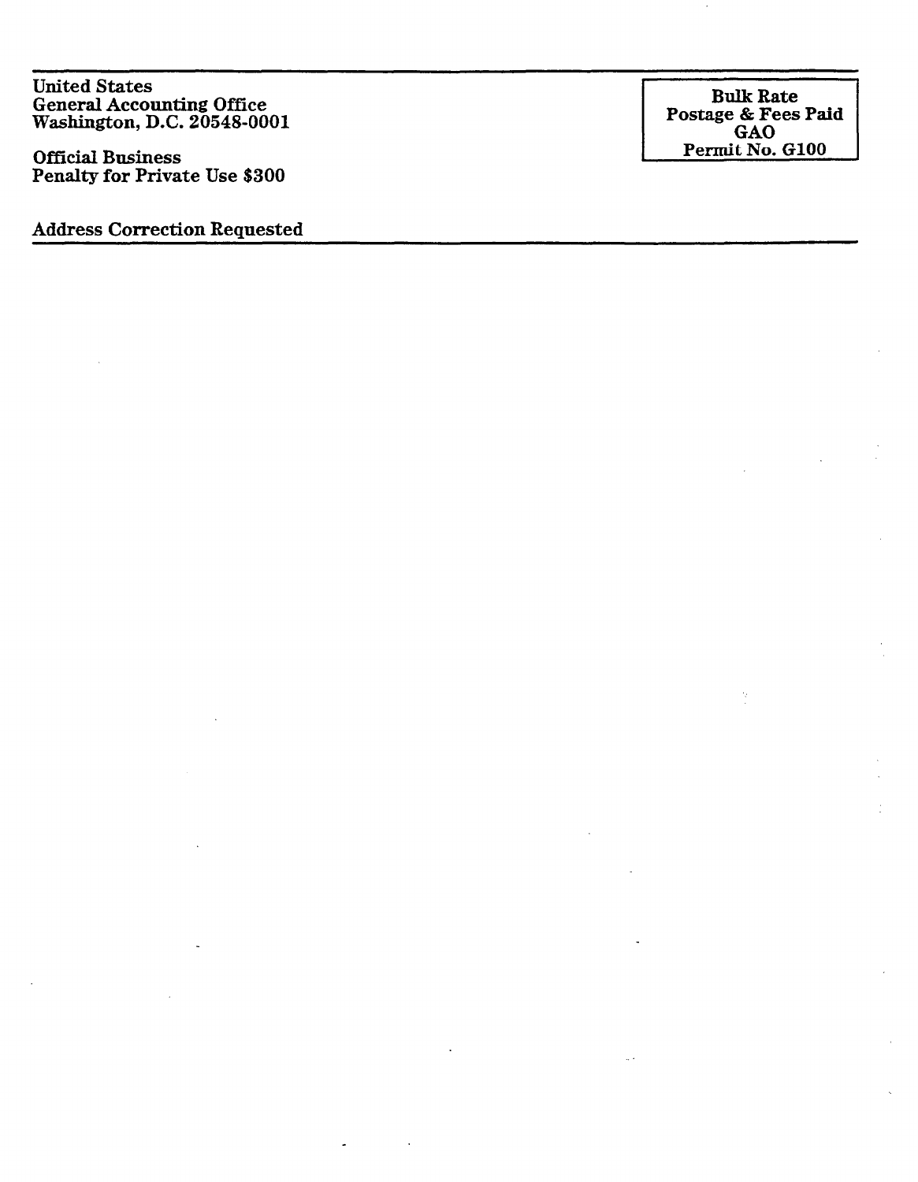United States
General Accounting Office
Washington, D.C. 20548-0001

Official Business
Penalty for Private Use $300

Address Correction Requested

Bulk Rate
Postage & Fees Paid
GAO
Permit No. G100